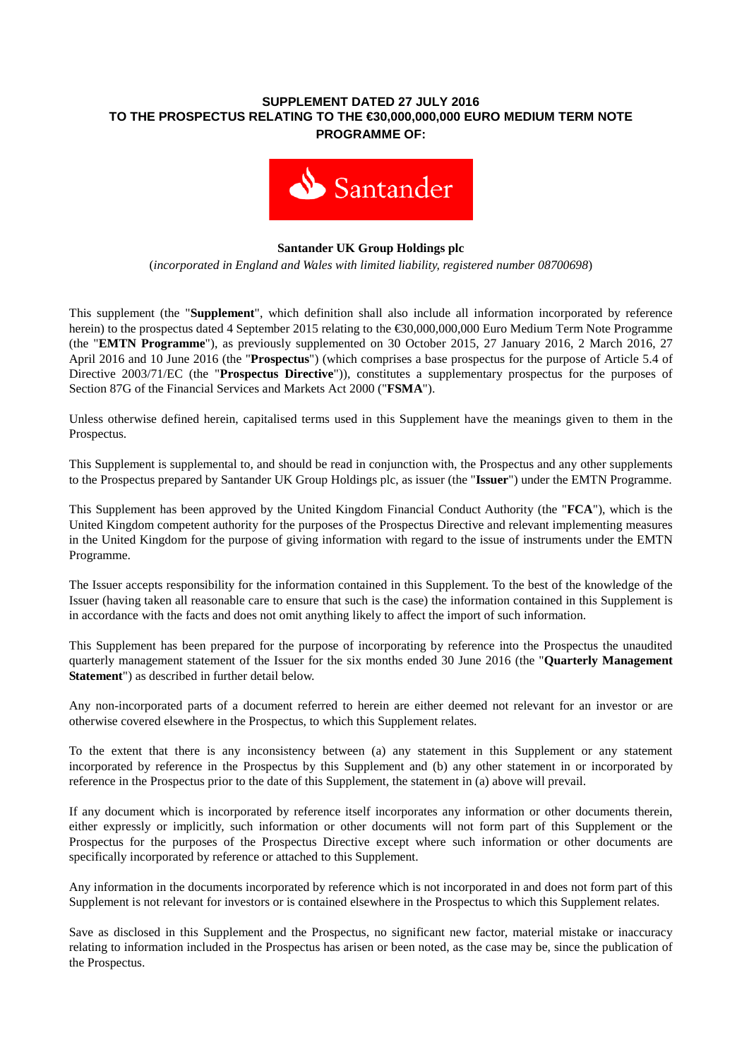**SUPPLEMENT DATED 27 JULY 2016**
**TO THE PROSPECTUS RELATING TO THE €30,000,000,000 EURO MEDIUM TERM NOTE PROGRAMME OF:**

Santander

**Santander UK Group Holdings plc**

(*incorporated in England and Wales with limited liability, registered number 08700698*)

This supplement (the "**Supplement**", which definition shall also include all information incorporated by reference herein) to the prospectus dated 4 September 2015 relating to the €30,000,000,000 Euro Medium Term Note Programme (the "**EMTN Programme**"), as previously supplemented on 30 October 2015, 27 January 2016, 2 March 2016, 27 April 2016 and 10 June 2016 (the "**Prospectus**") (which comprises a base prospectus for the purpose of Article 5.4 of Directive 2003/71/EC (the "**Prospectus Directive**")), constitutes a supplementary prospectus for the purposes of Section 87G of the Financial Services and Markets Act 2000 ("**FSMA**").

Unless otherwise defined herein, capitalised terms used in this Supplement have the meanings given to them in the Prospectus.

This Supplement is supplemental to, and should be read in conjunction with, the Prospectus and any other supplements to the Prospectus prepared by Santander UK Group Holdings plc, as issuer (the "**Issuer**") under the EMTN Programme.

This Supplement has been approved by the United Kingdom Financial Conduct Authority (the "**FCA**"), which is the United Kingdom competent authority for the purposes of the Prospectus Directive and relevant implementing measures in the United Kingdom for the purpose of giving information with regard to the issue of instruments under the EMTN Programme.

The Issuer accepts responsibility for the information contained in this Supplement. To the best of the knowledge of the Issuer (having taken all reasonable care to ensure that such is the case) the information contained in this Supplement is in accordance with the facts and does not omit anything likely to affect the import of such information.

This Supplement has been prepared for the purpose of incorporating by reference into the Prospectus the unaudited quarterly management statement of the Issuer for the six months ended 30 June 2016 (the "**Quarterly Management Statement**") as described in further detail below.

Any non-incorporated parts of a document referred to herein are either deemed not relevant for an investor or are otherwise covered elsewhere in the Prospectus, to which this Supplement relates.

To the extent that there is any inconsistency between (a) any statement in this Supplement or any statement incorporated by reference in the Prospectus by this Supplement and (b) any other statement in or incorporated by reference in the Prospectus prior to the date of this Supplement, the statement in (a) above will prevail.

If any document which is incorporated by reference itself incorporates any information or other documents therein, either expressly or implicitly, such information or other documents will not form part of this Supplement or the Prospectus for the purposes of the Prospectus Directive except where such information or other documents are specifically incorporated by reference or attached to this Supplement.

Any information in the documents incorporated by reference which is not incorporated in and does not form part of this Supplement is not relevant for investors or is contained elsewhere in the Prospectus to which this Supplement relates.

Save as disclosed in this Supplement and the Prospectus, no significant new factor, material mistake or inaccuracy relating to information included in the Prospectus has arisen or been noted, as the case may be, since the publication of the Prospectus.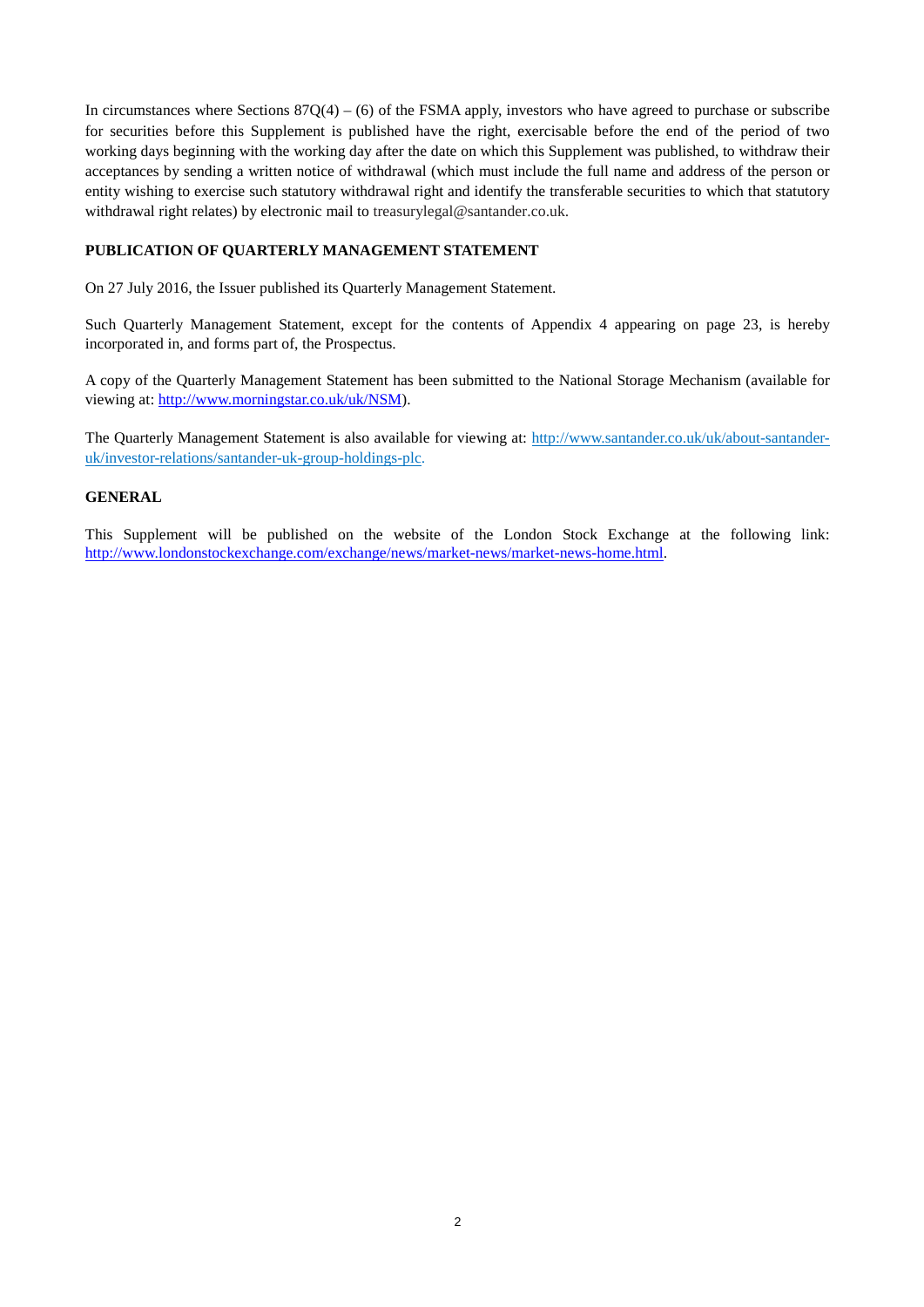In circumstances where Sections 87Q(4) – (6) of the FSMA apply, investors who have agreed to purchase or subscribe for securities before this Supplement is published have the right, exercisable before the end of the period of two working days beginning with the working day after the date on which this Supplement was published, to withdraw their acceptances by sending a written notice of withdrawal (which must include the full name and address of the person or entity wishing to exercise such statutory withdrawal right and identify the transferable securities to which that statutory withdrawal right relates) by electronic mail to treasurylegal@santander.co.uk.

**PUBLICATION OF QUARTERLY MANAGEMENT STATEMENT**

On 27 July 2016, the Issuer published its Quarterly Management Statement.

Such Quarterly Management Statement, except for the contents of Appendix 4 appearing on page 23, is hereby incorporated in, and forms part of, the Prospectus.

A copy of the Quarterly Management Statement has been submitted to the National Storage Mechanism (available for viewing at: http://www.morningstar.co.uk/uk/NSM).

The Quarterly Management Statement is also available for viewing at: http://www.santander.co.uk/uk/about-santander-uk/investor-relations/santander-uk-group-holdings-plc.

**GENERAL**

This Supplement will be published on the website of the London Stock Exchange at the following link: http://www.londonstockexchange.com/exchange/news/market-news/market-news-home.html.